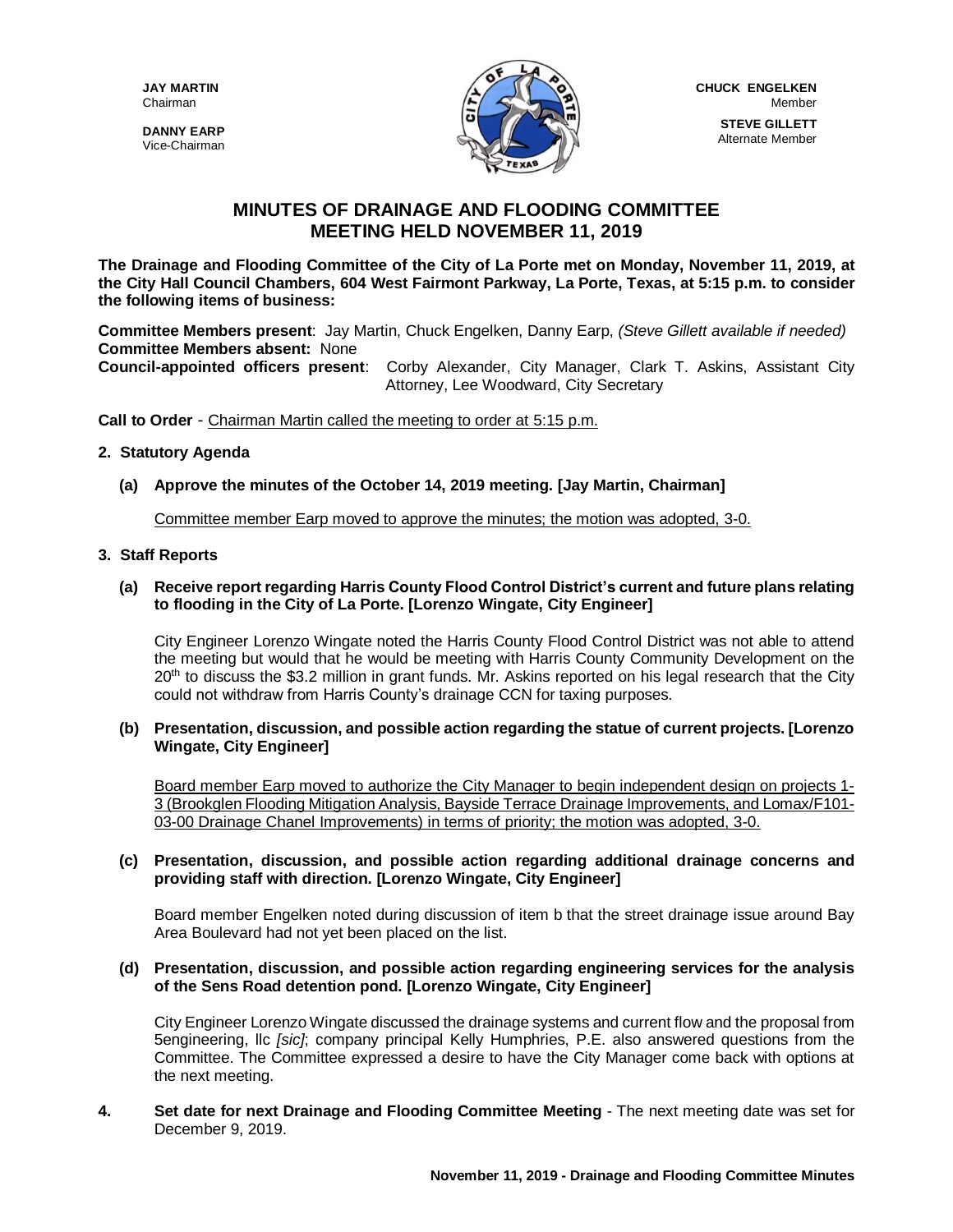**JAY MARTIN**
Chairman

**DANNY EARP**
Vice-Chairman

**CHUCK ENGELKEN**
Member

**STEVE GILLETT**
Alternate Member

# MINUTES OF DRAINAGE AND FLOODING COMMITTEE MEETING HELD NOVEMBER 11, 2019

**The Drainage and Flooding Committee of the City of La Porte met on Monday, November 11, 2019, at the City Hall Council Chambers, 604 West Fairmont Parkway, La Porte, Texas, at 5:15 p.m. to consider the following items of business:**

**Committee Members present**: Jay Martin, Chuck Engelken, Danny Earp, *(Steve Gillett available if needed)*
**Committee Members absent:** None
**Council-appointed officers present**: Corby Alexander, City Manager, Clark T. Askins, Assistant City Attorney, Lee Woodward, City Secretary

**Call to Order** - Chairman Martin called the meeting to order at 5:15 p.m.

**2. Statutory Agenda**

**(a) Approve the minutes of the October 14, 2019 meeting. [Jay Martin, Chairman]**

Committee member Earp moved to approve the minutes; the motion was adopted, 3-0.

**3. Staff Reports**

**(a) Receive report regarding Harris County Flood Control District's current and future plans relating to flooding in the City of La Porte. [Lorenzo Wingate, City Engineer]**

City Engineer Lorenzo Wingate noted the Harris County Flood Control District was not able to attend the meeting but would that he would be meeting with Harris County Community Development on the 20th to discuss the $3.2 million in grant funds. Mr. Askins reported on his legal research that the City could not withdraw from Harris County's drainage CCN for taxing purposes.

**(b) Presentation, discussion, and possible action regarding the statue of current projects. [Lorenzo Wingate, City Engineer]**

Board member Earp moved to authorize the City Manager to begin independent design on projects 1-3 (Brookglen Flooding Mitigation Analysis, Bayside Terrace Drainage Improvements, and Lomax/F101-03-00 Drainage Chanel Improvements) in terms of priority; the motion was adopted, 3-0.

**(c) Presentation, discussion, and possible action regarding additional drainage concerns and providing staff with direction. [Lorenzo Wingate, City Engineer]**

Board member Engelken noted during discussion of item b that the street drainage issue around Bay Area Boulevard had not yet been placed on the list.

**(d) Presentation, discussion, and possible action regarding engineering services for the analysis of the Sens Road detention pond. [Lorenzo Wingate, City Engineer]**

City Engineer Lorenzo Wingate discussed the drainage systems and current flow and the proposal from 5engineering, llc *[sic]*; company principal Kelly Humphries, P.E. also answered questions from the Committee. The Committee expressed a desire to have the City Manager come back with options at the next meeting.

**4. Set date for next Drainage and Flooding Committee Meeting** - The next meeting date was set for December 9, 2019.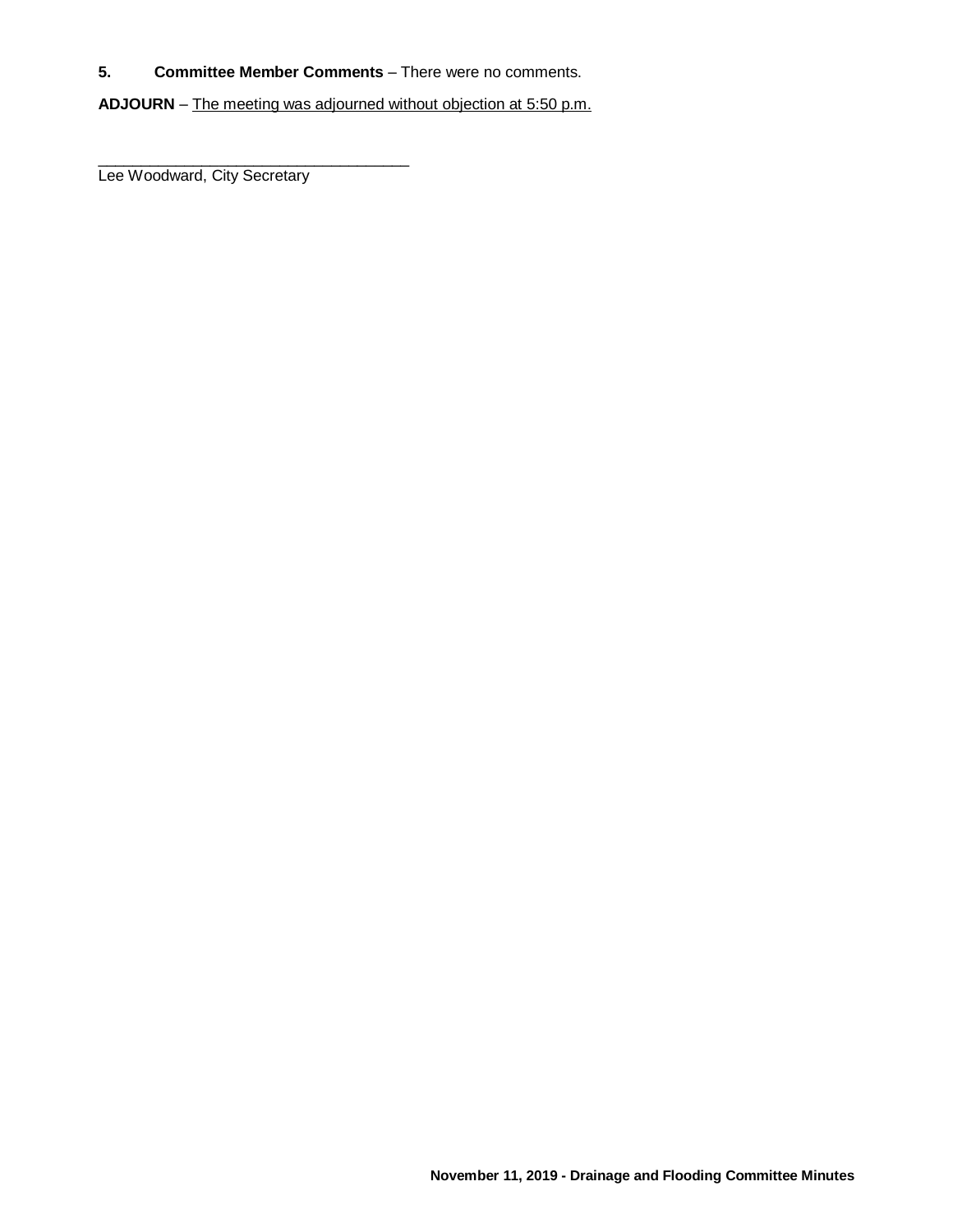**5. Committee Member Comments** – There were no comments.

**ADJOURN** – The meeting was adjourned without objection at 5:50 p.m.

\_\_\_\_\_\_\_\_\_\_\_\_\_\_\_\_\_\_\_\_\_\_\_\_\_\_\_\_\_\_\_\_\_\_\_\_\_

Lee Woodward, City Secretary